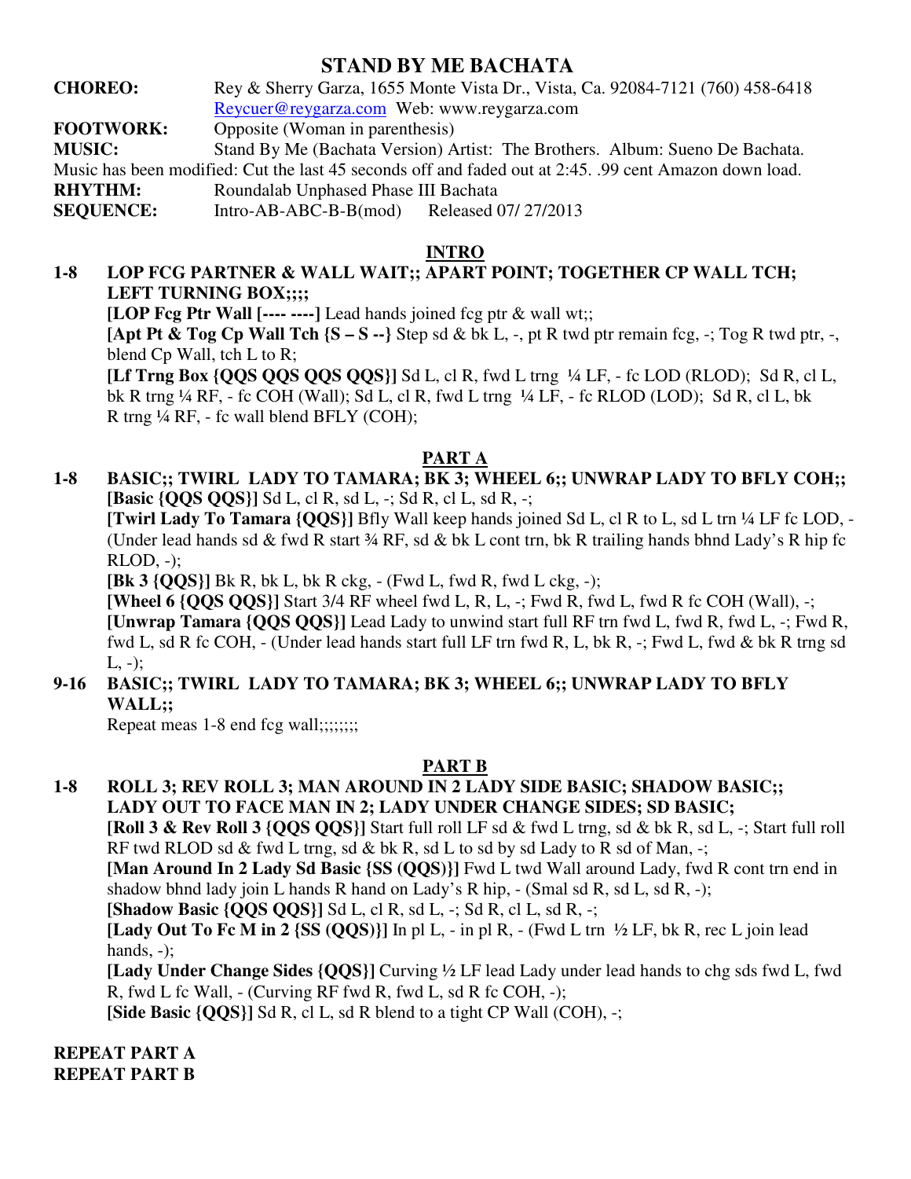# STAND BY ME BACHATA

**CHOREO:** Rey & Sherry Garza, 1655 Monte Vista Dr., Vista, Ca. 92084-7121 (760) 458-6418
Reycuer@reygarza.com Web: www.reygarza.com

**FOOTWORK:** Opposite (Woman in parenthesis)

**MUSIC:** Stand By Me (Bachata Version) Artist: The Brothers. Album: Sueno De Bachata.
Music has been modified: Cut the last 45 seconds off and faded out at 2:45. .99 cent Amazon down load.

**RHYTHM:** Roundalab Unphased Phase III Bachata

**SEQUENCE:** Intro-AB-ABC-B-B(mod) Released 07/ 27/2013

## INTRO

**1-8 LOP FCG PARTNER & WALL WAIT;; APART POINT; TOGETHER CP WALL TCH; LEFT TURNING BOX;;;;**

**[LOP Fcg Ptr Wall [---- ----]** Lead hands joined fcg ptr & wall wt;;

**[Apt Pt & Tog Cp Wall Tch {S – S --}** Step sd & bk L, -, pt R twd ptr remain fcg, -; Tog R twd ptr, -, blend Cp Wall, tch L to R;

**[Lf Trng Box {QQS QQS QQS QQS}]** Sd L, cl R, fwd L trng ¼ LF, - fc LOD (RLOD); Sd R, cl L, bk R trng ¼ RF, - fc COH (Wall); Sd L, cl R, fwd L trng ¼ LF, - fc RLOD (LOD); Sd R, cl L, bk R trng ¼ RF, - fc wall blend BFLY (COH);

## PART A

**1-8 BASIC;; TWIRL LADY TO TAMARA; BK 3; WHEEL 6;; UNWRAP LADY TO BFLY COH;;**

**[Basic {QQS QQS}]** Sd L, cl R, sd L, -; Sd R, cl L, sd R, -;

**[Twirl Lady To Tamara {QQS}]** Bfly Wall keep hands joined Sd L, cl R to L, sd L trn ¼ LF fc LOD, - (Under lead hands sd & fwd R start ¾ RF, sd & bk L cont trn, bk R trailing hands bhnd Lady's R hip fc RLOD, -);

**[Bk 3 {QQS}]** Bk R, bk L, bk R ckg, - (Fwd L, fwd R, fwd L ckg, -);

**[Wheel 6 {QQS QQS}]** Start 3/4 RF wheel fwd L, R, L, -; Fwd R, fwd L, fwd R fc COH (Wall), -;

**[Unwrap Tamara {QQS QQS}]** Lead Lady to unwind start full RF trn fwd L, fwd R, fwd L, -; Fwd R, fwd L, sd R fc COH, - (Under lead hands start full LF trn fwd R, L, bk R, -; Fwd L, fwd & bk R trng sd L, -);

**9-16 BASIC;; TWIRL LADY TO TAMARA; BK 3; WHEEL 6;; UNWRAP LADY TO BFLY WALL;;**

Repeat meas 1-8 end fcg wall;;;;;;;;

## PART B

**1-8 ROLL 3; REV ROLL 3; MAN AROUND IN 2 LADY SIDE BASIC; SHADOW BASIC;; LADY OUT TO FACE MAN IN 2; LADY UNDER CHANGE SIDES; SD BASIC;**

**[Roll 3 & Rev Roll 3 {QQS QQS}]** Start full roll LF sd & fwd L trng, sd & bk R, sd L, -; Start full roll RF twd RLOD sd & fwd L trng, sd & bk R, sd L to sd by sd Lady to R sd of Man, -;

**[Man Around In 2 Lady Sd Basic {SS (QQS)}]** Fwd L twd Wall around Lady, fwd R cont trn end in shadow bhnd lady join L hands R hand on Lady's R hip, - (Smal sd R, sd L, sd R, -);

**[Shadow Basic {QQS QQS}]** Sd L, cl R, sd L, -; Sd R, cl L, sd R, -;

**[Lady Out To Fc M in 2 {SS (QQS)}]** In pl L, - in pl R, - (Fwd L trn ½ LF, bk R, rec L join lead hands, -);

**[Lady Under Change Sides {QQS}]** Curving ½ LF lead Lady under lead hands to chg sds fwd L, fwd R, fwd L fc Wall, - (Curving RF fwd R, fwd L, sd R fc COH, -);

**[Side Basic {QQS}]** Sd R, cl L, sd R blend to a tight CP Wall (COH), -;

**REPEAT PART A**

**REPEAT PART B**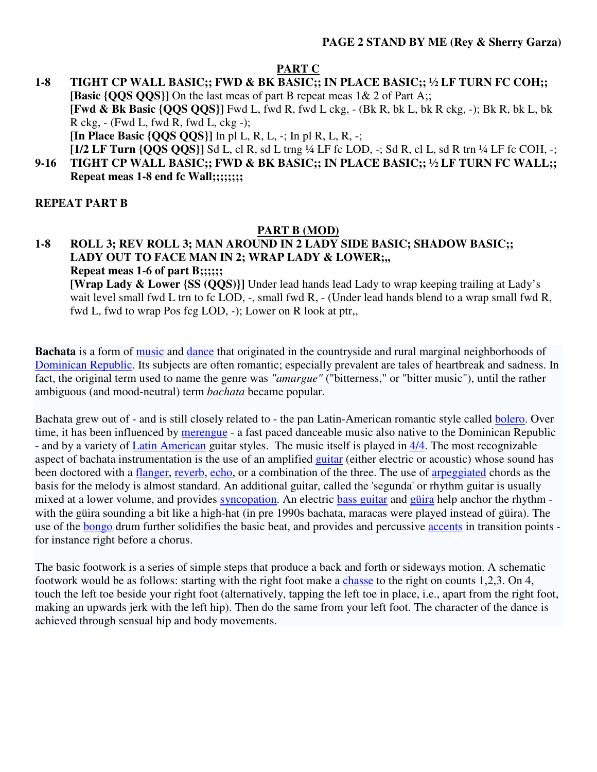## PART C

**1-8 TIGHT CP WALL BASIC;; FWD & BK BASIC;; IN PLACE BASIC;; ½ LF TURN FC COH;;**

**[Basic {QQS QQS}]** On the last meas of part B repeat meas 1& 2 of Part A;;

**[Fwd & Bk Basic {QQS QQS}]** Fwd L, fwd R, fwd L ckg, - (Bk R, bk L, bk R ckg, -); Bk R, bk L, bk R ckg, - (Fwd L, fwd R, fwd L, ckg -);

**[In Place Basic {QQS QQS}]** In pl L, R, L, -; In pl R, L, R, -;

**[1/2 LF Turn {QQS QQS}]** Sd L, cl R, sd L trng ¼ LF fc LOD, -; Sd R, cl L, sd R trn ¼ LF fc COH, -;

**9-16 TIGHT CP WALL BASIC;; FWD & BK BASIC;; IN PLACE BASIC;; ½ LF TURN FC WALL;;**
**Repeat meas 1-8 end fc Wall;;;;;;;;**

**REPEAT PART B**

## PART B (MOD)

**1-8 ROLL 3; REV ROLL 3; MAN AROUND IN 2 LADY SIDE BASIC; SHADOW BASIC;; LADY OUT TO FACE MAN IN 2; WRAP LADY & LOWER;,,**
**Repeat meas 1-6 of part B;;;;;;**

**[Wrap Lady & Lower {SS (QQS)}]** Under lead hands lead Lady to wrap keeping trailing at Lady's wait level small fwd L trn to fc LOD, -, small fwd R, - (Under lead hands blend to a wrap small fwd R, fwd L, fwd to wrap Pos fcg LOD, -); Lower on R look at ptr,,

**Bachata** is a form of music and dance that originated in the countryside and rural marginal neighborhoods of Dominican Republic. Its subjects are often romantic; especially prevalent are tales of heartbreak and sadness. In fact, the original term used to name the genre was *"amargue"* ("bitterness," or "bitter music"), until the rather ambiguous (and mood-neutral) term *bachata* became popular.

Bachata grew out of - and is still closely related to - the pan Latin-American romantic style called bolero. Over time, it has been influenced by merengue - a fast paced danceable music also native to the Dominican Republic - and by a variety of Latin American guitar styles. The music itself is played in 4/4. The most recognizable aspect of bachata instrumentation is the use of an amplified guitar (either electric or acoustic) whose sound has been doctored with a flanger, reverb, echo, or a combination of the three. The use of arpeggiated chords as the basis for the melody is almost standard. An additional guitar, called the 'segunda' or rhythm guitar is usually mixed at a lower volume, and provides syncopation. An electric bass guitar and güira help anchor the rhythm - with the güira sounding a bit like a high-hat (in pre 1990s bachata, maracas were played instead of güira). The use of the bongo drum further solidifies the basic beat, and provides and percussive accents in transition points - for instance right before a chorus.

The basic footwork is a series of simple steps that produce a back and forth or sideways motion. A schematic footwork would be as follows: starting with the right foot make a chasse to the right on counts 1,2,3. On 4, touch the left toe beside your right foot (alternatively, tapping the left toe in place, i.e., apart from the right foot, making an upwards jerk with the left hip). Then do the same from your left foot. The character of the dance is achieved through sensual hip and body movements.